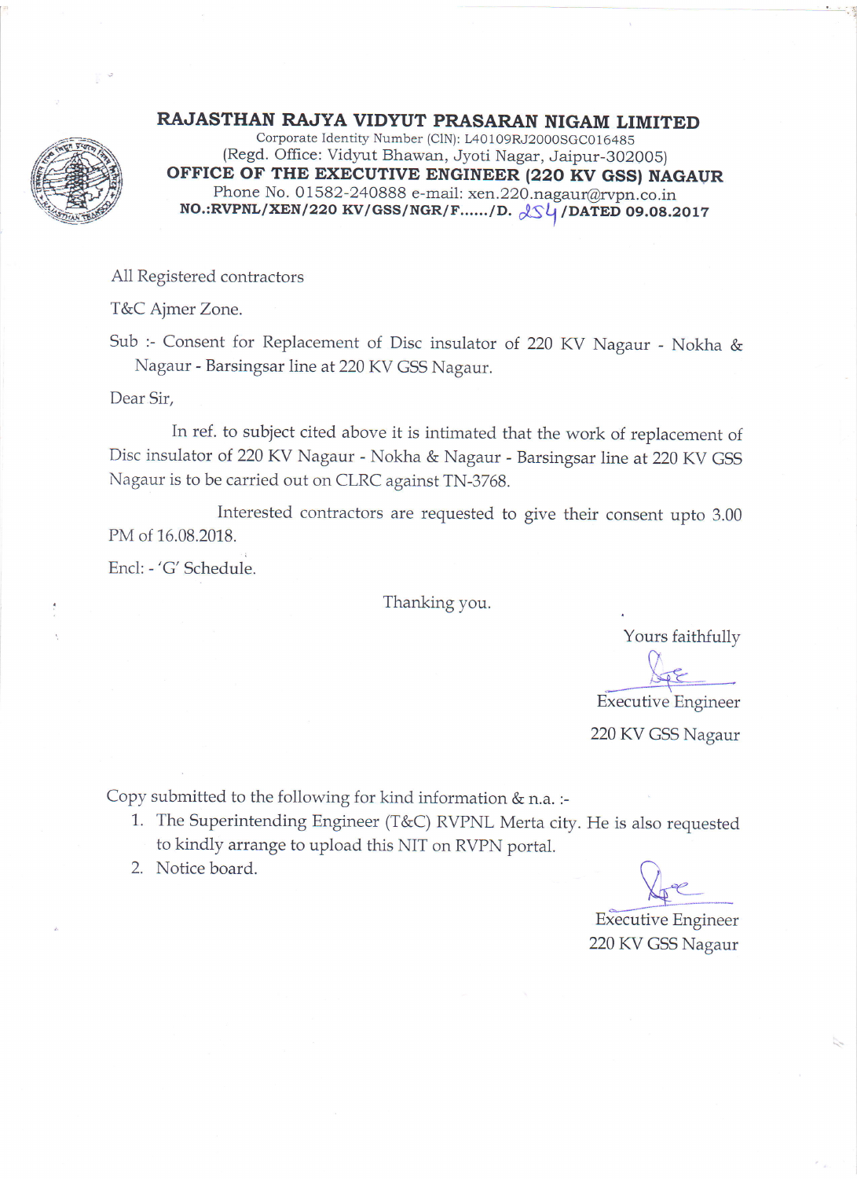# RAJASTHAN RAJYA VIDYUT PRASARAN NIGAM LIMITED

Corporate Identity Number (CIN): L40109RJ2000SGC016485

(Regd. Office: Vidyut Bhawan, Jyoti Nagar, Jaipur-302005)

## OFFICE OF THE EXECUTIVE ENGINEER (220 KV GSS) NAGAUR

Phone No. 01582-240888 e-mail: xen.220.nagaur@rvpn.co.in

**NO.:RVPNL/XEN/220 KV/GSS/NGR/F....../D. 254 /DATED 09.08.2017**

All Registered contractors

T&C Ajmer Zone.

Sub :- Consent for Replacement of Disc insulator of 220 KV Nagaur - Nokha & Nagaur - Barsingsar line at 220 KV GSS Nagaur.

Dear Sir,

In ref. to subject cited above it is intimated that the work of replacement of Disc insulator of 220 KV Nagaur - Nokha & Nagaur - Barsingsar line at 220 KV GSS Nagaur is to be carried out on CLRC against TN-3768.

Interested contractors are requested to give their consent upto 3.00 PM of 16.08.2018.

Encl: - 'G' Schedule.

Thanking you.

Yours faithfully

Executive Engineer

220 KV GSS Nagaur

Copy submitted to the following for kind information & n.a. :-

1. The Superintending Engineer (T&C) RVPNL Merta city. He is also requested to kindly arrange to upload this NIT on RVPN portal.
2. Notice board.

Executive Engineer

220 KV GSS Nagaur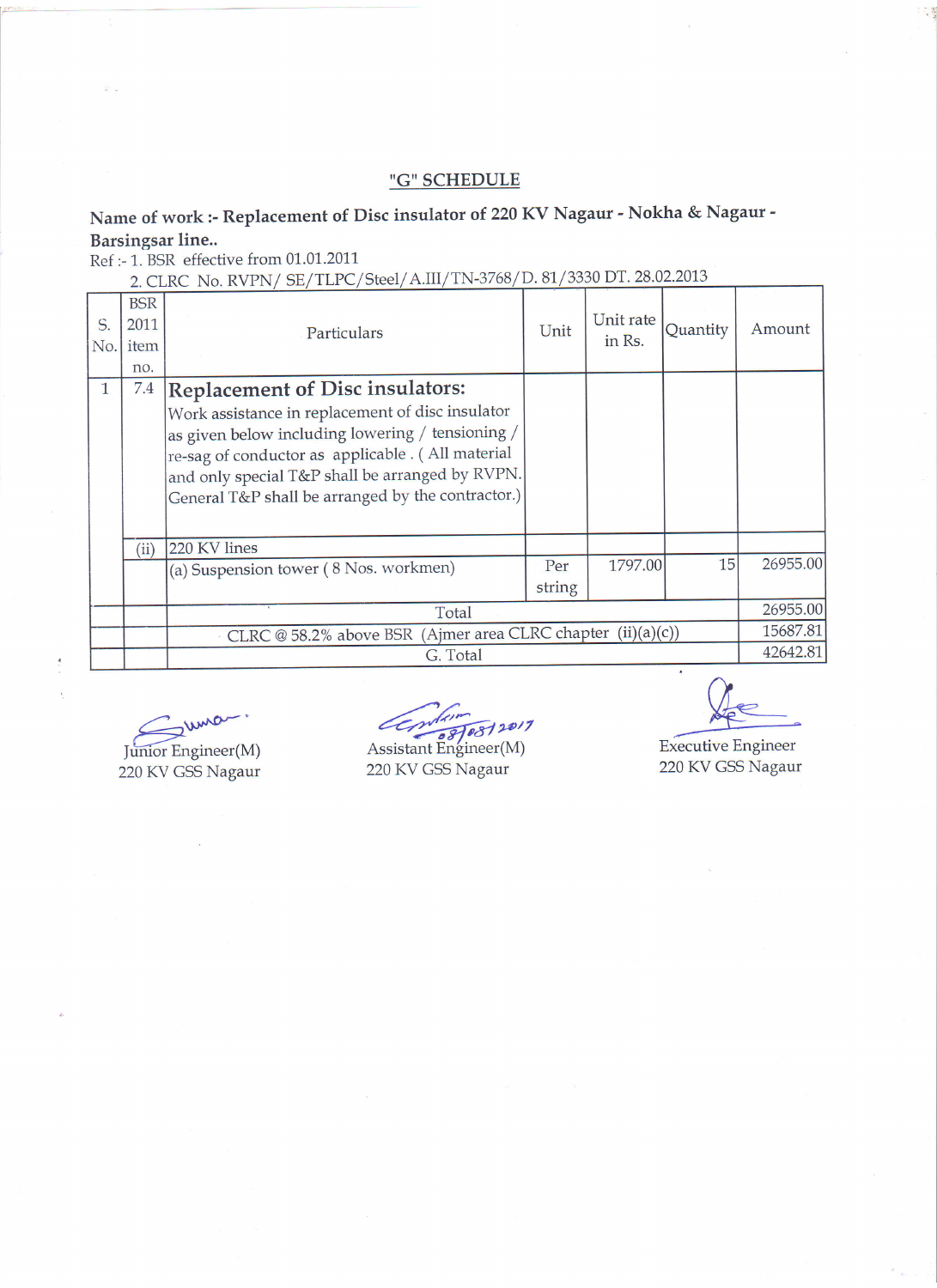## "G" SCHEDULE

**Name of work :- Replacement of Disc insulator of 220 KV Nagaur - Nokha & Nagaur - Barsingsar line..**

Ref :- 1. BSR effective from 01.01.2011

2. CLRC No. RVPN/ SE/TLPC/Steel/ A.III/TN-3768/ D. 81/3330 DT. 28.02.2013

| S. No. | BSR 2011 item no. | Particulars | Unit | Unit rate in Rs. | Quantity | Amount |
|---|---|---|---|---|---|---|
| 1 | 7.4 | **Replacement of Disc insulators:** Work assistance in replacement of disc insulator as given below including lowering / tensioning / re-sag of conductor as applicable . ( All material and only special T&P shall be arranged by RVPN. General T&P shall be arranged by the contractor.) | | | | |
| | (ii) | 220 KV lines | | | | |
| | | (a) Suspension tower ( 8 Nos. workmen) | Per string | 1797.00 | 15 | 26955.00 |
| | | Total | | | | 26955.00 |
| | | CLRC @ 58.2% above BSR (Ajmer area CLRC chapter (ii)(a)(c)) | | | | 15687.81 |
| | | G. Total | | | | 42642.81 |

Junior Engineer(M)
220 KV GSS Nagaur

Assistant Engineer(M)
220 KV GSS Nagaur
08/08/2017

Executive Engineer
220 KV GSS Nagaur